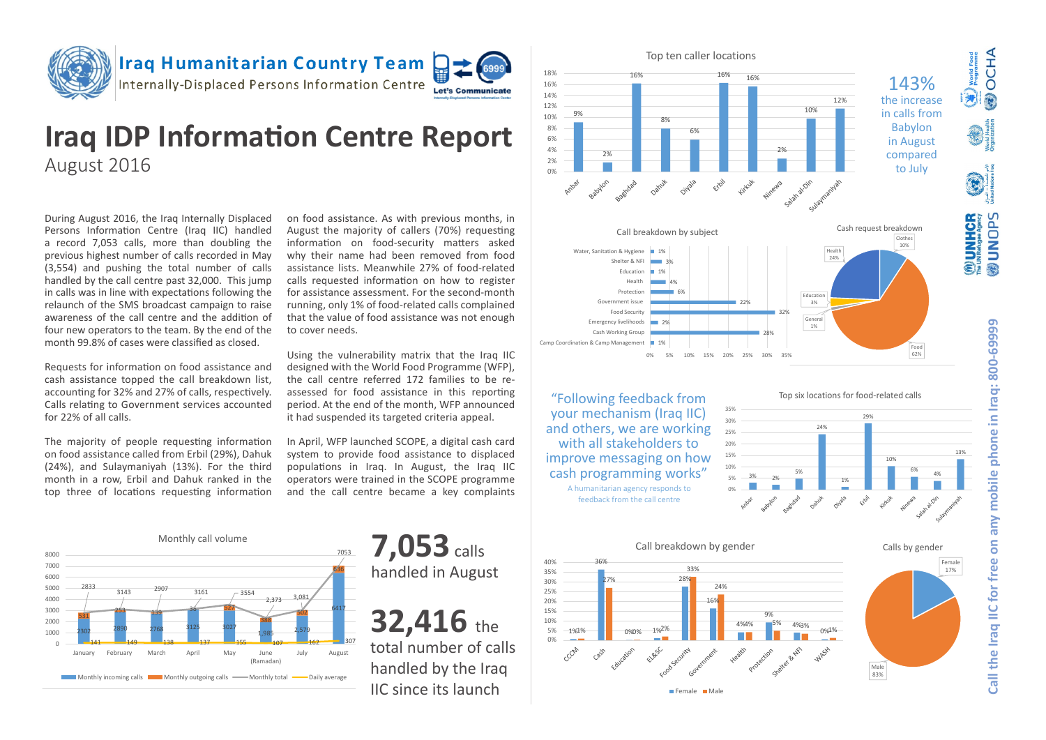Iraq Humanitarian Country Team

Internally-Displaced Persons Information Centre

Let's Communicate 6999

# Iraq IDP Information Centre Report

August 2016

During August 2016, the Iraq Internally Displaced Persons Information Centre (Iraq IIC) handled a record 7,053 calls, more than doubling the previous highest number of calls recorded in May (3,554) and pushing the total number of calls handled by the call centre past 32,000. This jump in calls was in line with expectations following the relaunch of the SMS broadcast campaign to raise awareness of the call centre and the addition of four new operators to the team. By the end of the month 99.8% of cases were classified as closed.

Requests for information on food assistance and cash assistance topped the call breakdown list, accounting for 32% and 27% of calls, respectively. Calls relating to Government services accounted for 22% of all calls.

The majority of people requesting information on food assistance called from Erbil (29%), Dahuk (24%), and Sulaymaniyah (13%). For the third month in a row, Erbil and Dahuk ranked in the top three of locations requesting information on food assistance. As with previous months, in August the majority of callers (70%) requesting information on food-security matters asked why their name had been removed from food assistance lists. Meanwhile 27% of food-related calls requested information on how to register for assistance assessment. For the second-month running, only 1% of food-related calls complained that the value of food assistance was not enough to cover needs.

Using the vulnerability matrix that the Iraq IIC designed with the World Food Programme (WFP), the call centre referred 172 families to be re-assessed for food assistance in this reporting period. At the end of the month, WFP announced it had suspended its targeted criteria appeal.

In April, WFP launched SCOPE, a digital cash card system to provide food assistance to displaced populations in Iraq. In August, the Iraq IIC operators were trained in the SCOPE programme and the call centre became a key complaints

### Top ten caller locations

| Location | % |
|---|---|
| Anbar | 9% |
| Babylon | 2% |
| Baghdad | 16% |
| Dahuk | 8% |
| Diyala | 6% |
| Erbil | 16% |
| Kirkuk | 16% |
| Ninewa | 2% |
| Salah al-Din | 10% |
| Sulaymaniyah | 12% |

**143%** the increase in calls from Babylon in August compared to July

### Call breakdown by subject

| Subject | % |
|---|---|
| Water, Sanitation & Hygiene | 1% |
| Shelter & NFI | 3% |
| Education | 1% |
| Health | 4% |
| Protection | 6% |
| Government issue | 22% |
| Food Security | 32% |
| Emergency livelihoods | 2% |
| Cash Working Group | 28% |
| Camp Coordination & Camp Management | 1% |

### Cash request breakdown

| Category | % |
|---|---|
| Clothes | 10% |
| Health | 24% |
| Education | 3% |
| General | 1% |
| Food | 62% |

"Following feedback from your mechanism (Iraq IIC) and others, we are working with all stakeholders to improve messaging on how cash programming works"

A humanitarian agency responds to feedback from the call centre

### Top six locations for food-related calls

| Location | % |
|---|---|
| Anbar | 3% |
| Babylon | 2% |
| Baghdad | 5% |
| Dahuk | 24% |
| Diyala | 1% |
| Erbil | 29% |
| Kirkuk | 10% |
| Ninewa | 6% |
| Salah al-Din | 4% |
| Sulaymaniyah | 13% |

### Monthly call volume

| Month | Monthly incoming calls | Monthly outgoing calls | Monthly total | Daily average |
|---|---|---|---|---|
| January | 2302 | 531 | 2833 | 141 |
| February | 2890 | 253 | 3143 | 149 |
| March | 2768 | 139 | 2907 | 138 |
| April | 3125 | 36 | 3161 | 137 |
| May | 3027 | 527 | 3554 | 155 |
| June (Ramadan) | 1,985 | 388 | 2,373 | 107 |
| July | 2,579 | 502 | 3,081 | 162 |
| August | 6417 | 636 | 7053 | 307 |

**7,053** calls handled in August

**32,416** the total number of calls handled by the Iraq IIC since its launch

### Call breakdown by gender

| Subject | Female | Male |
|---|---|---|
| CCCM | 1% | 1% |
| Cash | 36% | 27% |
| Education | 0% | 0% |
| EL&SC | 1% | 2% |
| Food Security | 28% | 33% |
| Government | 16% | 24% |
| Health | 4% | 4% |
| Protection | 9% | 5% |
| Shelter & NFI | 4% | 3% |
| WASH | 0% | 1% |

### Calls by gender

| Gender | % |
|---|---|
| Female | 17% |
| Male | 83% |

Call the Iraq IIC for free on any mobile phone in Iraq: 800-69999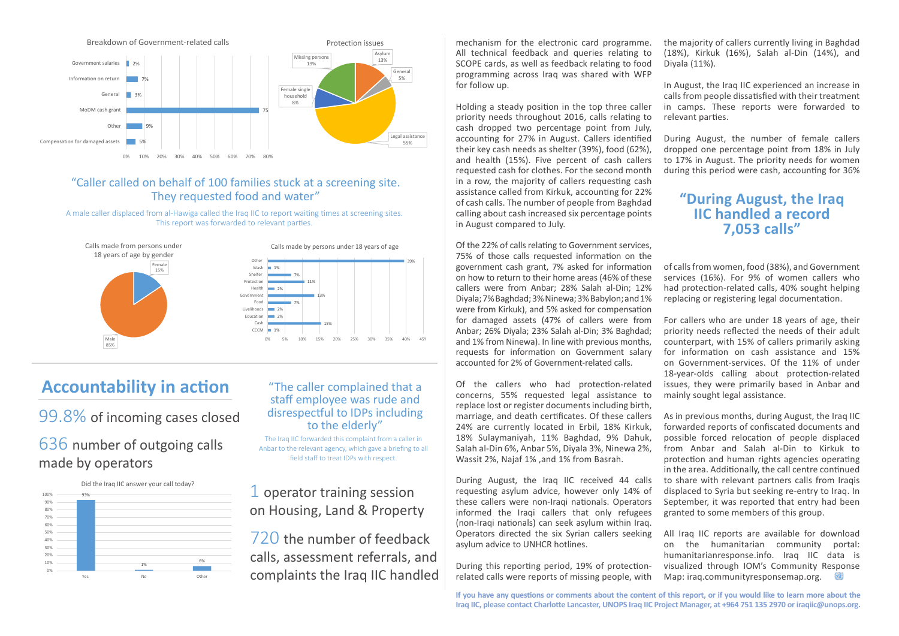Breakdown of Government-related calls

Government salaries 2%
Information on return 7%
General 3%
MoDM cash grant 75
Other 9%
Compensation for damaged assets 5%

0% 10% 20% 30% 40% 50% 60% 70% 80%

Protection issues

Missing persons 19%
Asylum 13%
General 5%
Female single household 8%
Legal assistance 55%

"Caller called on behalf of 100 families stuck at a screening site. They requested food and water"

A male caller displaced from al-Hawiga called the Iraq IIC to report waiting times at screening sites. This report was forwarded to relevant parties.

Calls made from persons under 18 years of age by gender

Female 15%
Male 85%

Calls made by persons under 18 years of age

Other 39%
Wash 1%
Shelter 7%
Protection 11%
Health 2%
Government 13%
Food 7%
Livelihoods 2%
Education 2%
Cash 15%
CCCM 1%

0% 5% 10% 15% 20% 25% 30% 35% 40% 45%

## Accountability in action

99.8% of incoming cases closed

636 number of outgoing calls made by operators

Did the Iraq IIC answer your call today?

Yes 93%
No 1%
Other 6%

0% 10% 20% 30% 40% 50% 60% 70% 80% 90% 100%

"The caller complained that a staff employee was rude and disrespectful to IDPs including to the elderly"

The Iraq IIC forwarded this complaint from a caller in Anbar to the relevant agency, which gave a briefing to all field staff to treat IDPs with respect.

1 operator training session on Housing, Land & Property

720 the number of feedback calls, assessment referrals, and complaints the Iraq IIC handled

mechanism for the electronic card programme. All technical feedback and queries relating to SCOPE cards, as well as feedback relating to food programming across Iraq was shared with WFP for follow up.

Holding a steady position in the top three caller priority needs throughout 2016, calls relating to cash dropped two percentage point from July, accounting for 27% in August. Callers identified their key cash needs as shelter (39%), food (62%), and health (15%). Five percent of cash callers requested cash for clothes. For the second month in a row, the majority of callers requesting cash assistance called from Kirkuk, accounting for 22% of cash calls. The number of people from Baghdad calling about cash increased six percentage points in August compared to July.

Of the 22% of calls relating to Government services, 75% of those calls requested information on the government cash grant, 7% asked for information on how to return to their home areas (46% of these callers were from Anbar; 28% Salah al-Din; 12% Diyala; 7% Baghdad; 3% Ninewa; 3% Babylon; and 1% were from Kirkuk), and 5% asked for compensation for damaged assets (47% of callers were from Anbar; 26% Diyala; 23% Salah al-Din; 3% Baghdad; and 1% from Ninewa). In line with previous months, requests for information on Government salary accounted for 2% of Government-related calls.

Of the callers who had protection-related concerns, 55% requested legal assistance to replace lost or register documents including birth, marriage, and death certificates. Of these callers 24% are currently located in Erbil, 18% Kirkuk, 18% Sulaymaniyah, 11% Baghdad, 9% Dahuk, Salah al-Din 6%, Anbar 5%, Diyala 3%, Ninewa 2%, Wassit 2%, Najaf 1% ,and 1% from Basrah.

During August, the Iraq IIC received 44 calls requesting asylum advice, however only 14% of these callers were non-Iraqi nationals. Operators informed the Iraqi callers that only refugees (non-Iraqi nationals) can seek asylum within Iraq. Operators directed the six Syrian callers seeking asylum advice to UNHCR hotlines.

During this reporting period, 19% of protection-related calls were reports of missing people, with the majority of callers currently living in Baghdad (18%), Kirkuk (16%), Salah al-Din (14%), and Diyala (11%).

In August, the Iraq IIC experienced an increase in calls from people dissatisfied with their treatment in camps. These reports were forwarded to relevant parties.

During August, the number of female callers dropped one percentage point from 18% in July to 17% in August. The priority needs for women during this period were cash, accounting for 36% of calls from women, food (38%), and Government services (16%). For 9% of women callers who had protection-related calls, 40% sought helping replacing or registering legal documentation.

**"During August, the Iraq IIC handled a record 7,053 calls"**

For callers who are under 18 years of age, their priority needs reflected the needs of their adult counterpart, with 15% of callers primarily asking for information on cash assistance and 15% on Government-services. Of the 11% of under 18-year-olds calling about protection-related issues, they were primarily based in Anbar and mainly sought legal assistance.

As in previous months, during August, the Iraq IIC forwarded reports of confiscated documents and possible forced relocation of people displaced from Anbar and Salah al-Din to Kirkuk to protection and human rights agencies operating in the area. Additionally, the call centre continued to share with relevant partners calls from Iraqis displaced to Syria but seeking re-entry to Iraq. In September, it was reported that entry had been granted to some members of this group.

All Iraq IIC reports are available for download on the humanitarian community portal: humanitarianresponse.info. Iraq IIC data is visualized through IOM's Community Response Map: iraq.communityresponsemap.org.

**If you have any questions or comments about the content of this report, or if you would like to learn more about the Iraq IIC, please contact Charlotte Lancaster, UNOPS Iraq IIC Project Manager, at +964 751 135 2970 or iraqiic@unops.org.**